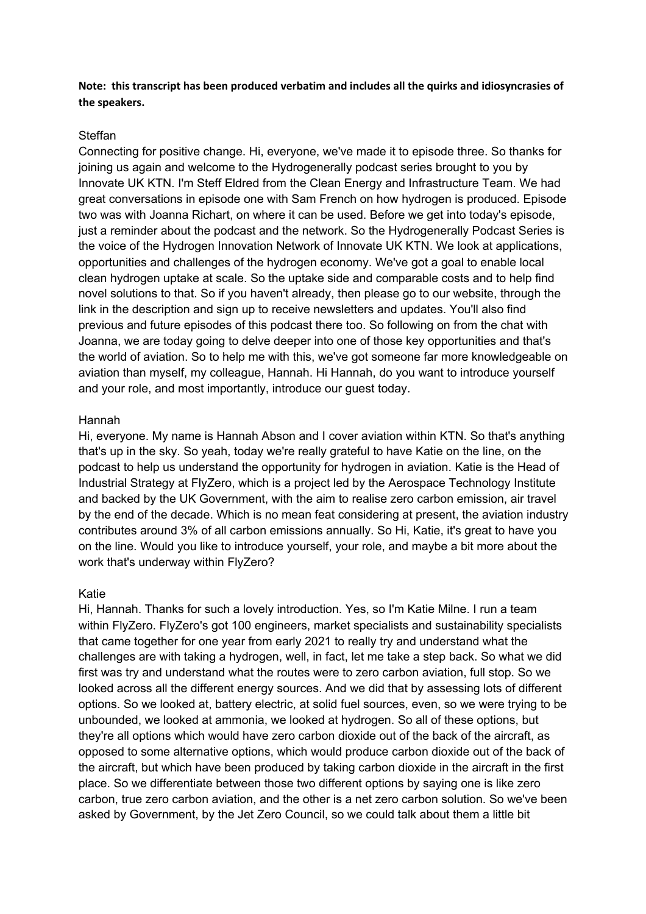**Note: this transcript has been produced verbatim and includes all the quirks and idiosyncrasies of the speakers.**

Steffan

Connecting for positive change. Hi, everyone, we've made it to episode three. So thanks for joining us again and welcome to the Hydrogenerally podcast series brought to you by Innovate UK KTN. I'm Steff Eldred from the Clean Energy and Infrastructure Team. We had great conversations in episode one with Sam French on how hydrogen is produced. Episode two was with Joanna Richart, on where it can be used. Before we get into today's episode, just a reminder about the podcast and the network. So the Hydrogenerally Podcast Series is the voice of the Hydrogen Innovation Network of Innovate UK KTN. We look at applications, opportunities and challenges of the hydrogen economy. We've got a goal to enable local clean hydrogen uptake at scale. So the uptake side and comparable costs and to help find novel solutions to that. So if you haven't already, then please go to our website, through the link in the description and sign up to receive newsletters and updates. You'll also find previous and future episodes of this podcast there too. So following on from the chat with Joanna, we are today going to delve deeper into one of those key opportunities and that's the world of aviation. So to help me with this, we've got someone far more knowledgeable on aviation than myself, my colleague, Hannah. Hi Hannah, do you want to introduce yourself and your role, and most importantly, introduce our guest today.

Hannah

Hi, everyone. My name is Hannah Abson and I cover aviation within KTN. So that's anything that's up in the sky. So yeah, today we're really grateful to have Katie on the line, on the podcast to help us understand the opportunity for hydrogen in aviation. Katie is the Head of Industrial Strategy at FlyZero, which is a project led by the Aerospace Technology Institute and backed by the UK Government, with the aim to realise zero carbon emission, air travel by the end of the decade. Which is no mean feat considering at present, the aviation industry contributes around 3% of all carbon emissions annually. So Hi, Katie, it's great to have you on the line. Would you like to introduce yourself, your role, and maybe a bit more about the work that's underway within FlyZero?

Katie

Hi, Hannah. Thanks for such a lovely introduction. Yes, so I'm Katie Milne. I run a team within FlyZero. FlyZero's got 100 engineers, market specialists and sustainability specialists that came together for one year from early 2021 to really try and understand what the challenges are with taking a hydrogen, well, in fact, let me take a step back. So what we did first was try and understand what the routes were to zero carbon aviation, full stop. So we looked across all the different energy sources. And we did that by assessing lots of different options. So we looked at, battery electric, at solid fuel sources, even, so we were trying to be unbounded, we looked at ammonia, we looked at hydrogen. So all of these options, but they're all options which would have zero carbon dioxide out of the back of the aircraft, as opposed to some alternative options, which would produce carbon dioxide out of the back of the aircraft, but which have been produced by taking carbon dioxide in the aircraft in the first place. So we differentiate between those two different options by saying one is like zero carbon, true zero carbon aviation, and the other is a net zero carbon solution. So we've been asked by Government, by the Jet Zero Council, so we could talk about them a little bit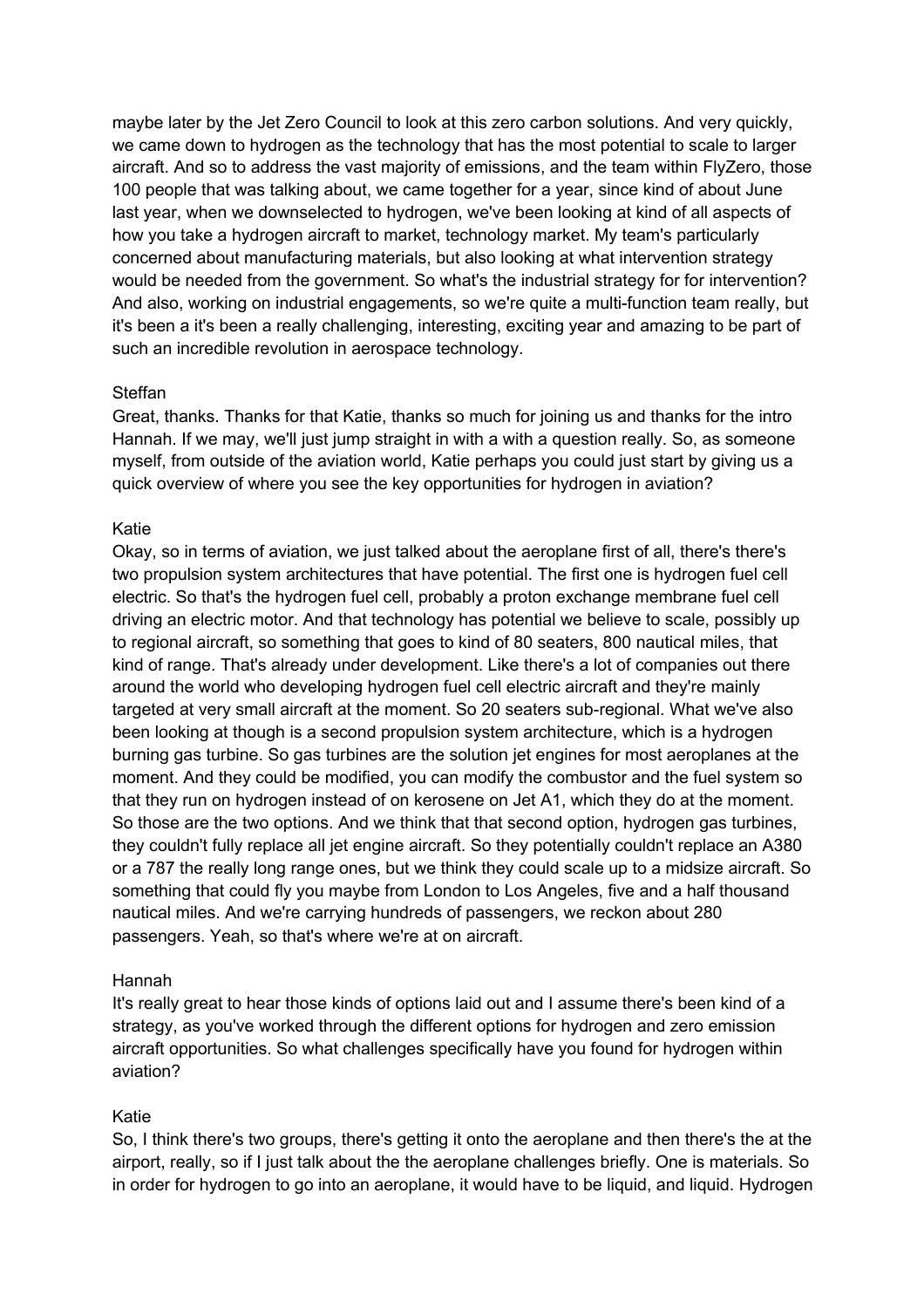maybe later by the Jet Zero Council to look at this zero carbon solutions. And very quickly, we came down to hydrogen as the technology that has the most potential to scale to larger aircraft. And so to address the vast majority of emissions, and the team within FlyZero, those 100 people that was talking about, we came together for a year, since kind of about June last year, when we downselected to hydrogen, we've been looking at kind of all aspects of how you take a hydrogen aircraft to market, technology market. My team's particularly concerned about manufacturing materials, but also looking at what intervention strategy would be needed from the government. So what's the industrial strategy for for intervention? And also, working on industrial engagements, so we're quite a multi-function team really, but it's been a it's been a really challenging, interesting, exciting year and amazing to be part of such an incredible revolution in aerospace technology.

Steffan
Great, thanks. Thanks for that Katie, thanks so much for joining us and thanks for the intro Hannah. If we may, we'll just jump straight in with a with a question really. So, as someone myself, from outside of the aviation world, Katie perhaps you could just start by giving us a quick overview of where you see the key opportunities for hydrogen in aviation?

Katie
Okay, so in terms of aviation, we just talked about the aeroplane first of all, there's there's two propulsion system architectures that have potential. The first one is hydrogen fuel cell electric. So that's the hydrogen fuel cell, probably a proton exchange membrane fuel cell driving an electric motor. And that technology has potential we believe to scale, possibly up to regional aircraft, so something that goes to kind of 80 seaters, 800 nautical miles, that kind of range. That's already under development. Like there's a lot of companies out there around the world who developing hydrogen fuel cell electric aircraft and they're mainly targeted at very small aircraft at the moment. So 20 seaters sub-regional. What we've also been looking at though is a second propulsion system architecture, which is a hydrogen burning gas turbine. So gas turbines are the solution jet engines for most aeroplanes at the moment. And they could be modified, you can modify the combustor and the fuel system so that they run on hydrogen instead of on kerosene on Jet A1, which they do at the moment. So those are the two options. And we think that that second option, hydrogen gas turbines, they couldn't fully replace all jet engine aircraft. So they potentially couldn't replace an A380 or a 787 the really long range ones, but we think they could scale up to a midsize aircraft. So something that could fly you maybe from London to Los Angeles, five and a half thousand nautical miles. And we're carrying hundreds of passengers, we reckon about 280 passengers. Yeah, so that's where we're at on aircraft.

Hannah
It's really great to hear those kinds of options laid out and I assume there's been kind of a strategy, as you've worked through the different options for hydrogen and zero emission aircraft opportunities. So what challenges specifically have you found for hydrogen within aviation?

Katie
So, I think there's two groups, there's getting it onto the aeroplane and then there's the at the airport, really, so if I just talk about the the aeroplane challenges briefly. One is materials. So in order for hydrogen to go into an aeroplane, it would have to be liquid, and liquid. Hydrogen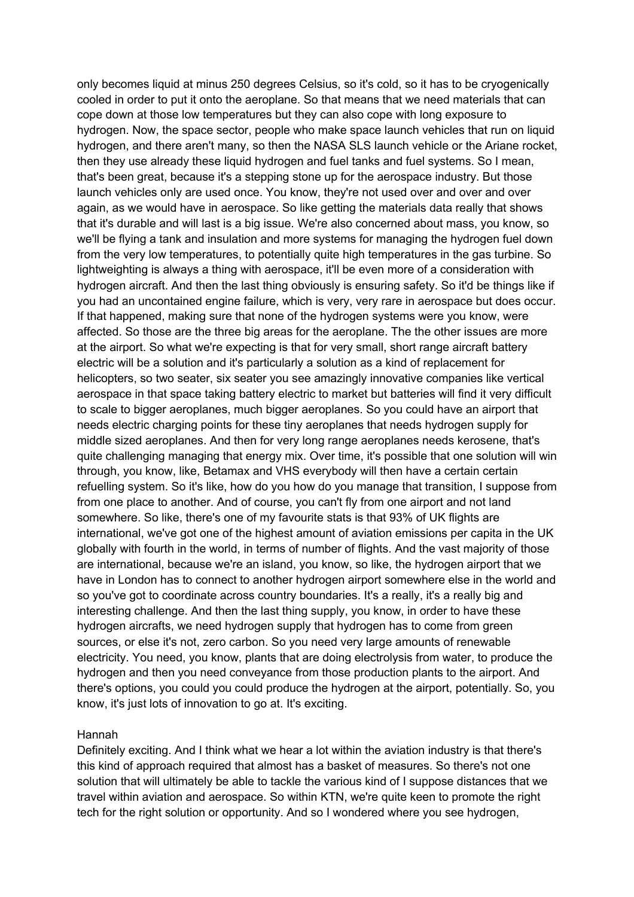only becomes liquid at minus 250 degrees Celsius, so it's cold, so it has to be cryogenically cooled in order to put it onto the aeroplane. So that means that we need materials that can cope down at those low temperatures but they can also cope with long exposure to hydrogen. Now, the space sector, people who make space launch vehicles that run on liquid hydrogen, and there aren't many, so then the NASA SLS launch vehicle or the Ariane rocket, then they use already these liquid hydrogen and fuel tanks and fuel systems. So I mean, that's been great, because it's a stepping stone up for the aerospace industry. But those launch vehicles only are used once. You know, they're not used over and over and over again, as we would have in aerospace. So like getting the materials data really that shows that it's durable and will last is a big issue. We're also concerned about mass, you know, so we'll be flying a tank and insulation and more systems for managing the hydrogen fuel down from the very low temperatures, to potentially quite high temperatures in the gas turbine. So lightweighting is always a thing with aerospace, it'll be even more of a consideration with hydrogen aircraft. And then the last thing obviously is ensuring safety. So it'd be things like if you had an uncontained engine failure, which is very, very rare in aerospace but does occur. If that happened, making sure that none of the hydrogen systems were you know, were affected. So those are the three big areas for the aeroplane. The the other issues are more at the airport. So what we're expecting is that for very small, short range aircraft battery electric will be a solution and it's particularly a solution as a kind of replacement for helicopters, so two seater, six seater you see amazingly innovative companies like vertical aerospace in that space taking battery electric to market but batteries will find it very difficult to scale to bigger aeroplanes, much bigger aeroplanes. So you could have an airport that needs electric charging points for these tiny aeroplanes that needs hydrogen supply for middle sized aeroplanes. And then for very long range aeroplanes needs kerosene, that's quite challenging managing that energy mix. Over time, it's possible that one solution will win through, you know, like, Betamax and VHS everybody will then have a certain certain refuelling system. So it's like, how do you how do you manage that transition, I suppose from from one place to another. And of course, you can't fly from one airport and not land somewhere. So like, there's one of my favourite stats is that 93% of UK flights are international, we've got one of the highest amount of aviation emissions per capita in the UK globally with fourth in the world, in terms of number of flights. And the vast majority of those are international, because we're an island, you know, so like, the hydrogen airport that we have in London has to connect to another hydrogen airport somewhere else in the world and so you've got to coordinate across country boundaries. It's a really, it's a really big and interesting challenge. And then the last thing supply, you know, in order to have these hydrogen aircrafts, we need hydrogen supply that hydrogen has to come from green sources, or else it's not, zero carbon. So you need very large amounts of renewable electricity. You need, you know, plants that are doing electrolysis from water, to produce the hydrogen and then you need conveyance from those production plants to the airport. And there's options, you could you could produce the hydrogen at the airport, potentially. So, you know, it's just lots of innovation to go at. It's exciting.

Hannah
Definitely exciting. And I think what we hear a lot within the aviation industry is that there's this kind of approach required that almost has a basket of measures. So there's not one solution that will ultimately be able to tackle the various kind of I suppose distances that we travel within aviation and aerospace. So within KTN, we're quite keen to promote the right tech for the right solution or opportunity. And so I wondered where you see hydrogen,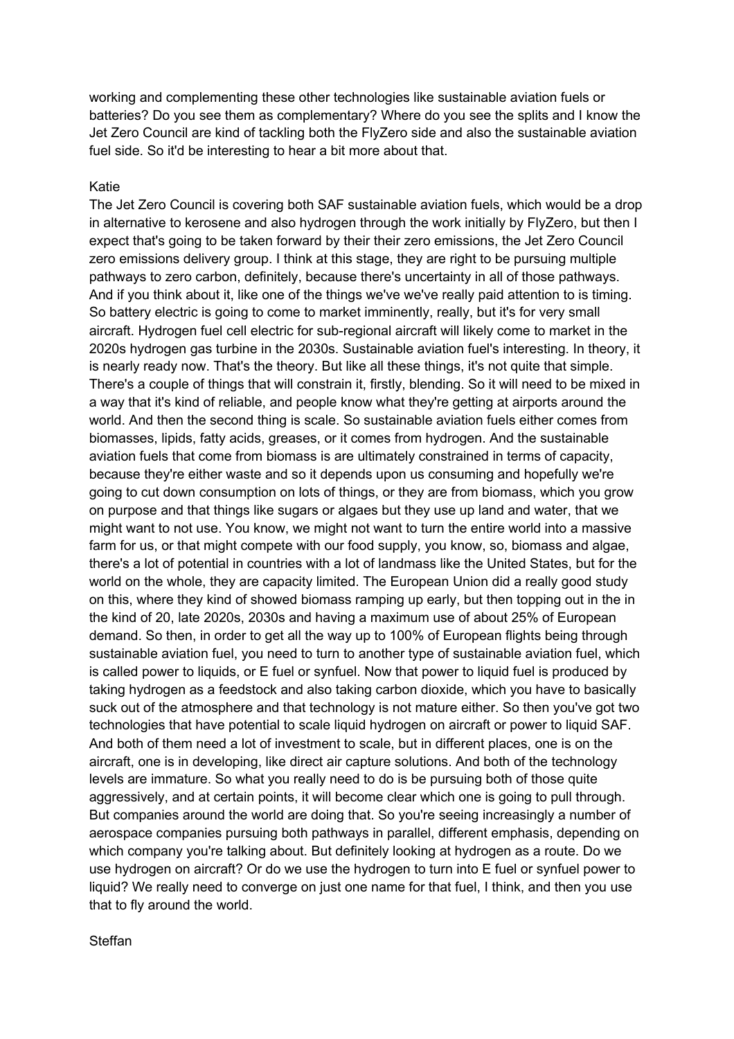working and complementing these other technologies like sustainable aviation fuels or batteries? Do you see them as complementary? Where do you see the splits and I know the Jet Zero Council are kind of tackling both the FlyZero side and also the sustainable aviation fuel side. So it'd be interesting to hear a bit more about that.

Katie

The Jet Zero Council is covering both SAF sustainable aviation fuels, which would be a drop in alternative to kerosene and also hydrogen through the work initially by FlyZero, but then I expect that's going to be taken forward by their their zero emissions, the Jet Zero Council zero emissions delivery group. I think at this stage, they are right to be pursuing multiple pathways to zero carbon, definitely, because there's uncertainty in all of those pathways. And if you think about it, like one of the things we've we've really paid attention to is timing. So battery electric is going to come to market imminently, really, but it's for very small aircraft. Hydrogen fuel cell electric for sub-regional aircraft will likely come to market in the 2020s hydrogen gas turbine in the 2030s. Sustainable aviation fuel's interesting. In theory, it is nearly ready now. That's the theory. But like all these things, it's not quite that simple. There's a couple of things that will constrain it, firstly, blending. So it will need to be mixed in a way that it's kind of reliable, and people know what they're getting at airports around the world. And then the second thing is scale. So sustainable aviation fuels either comes from biomasses, lipids, fatty acids, greases, or it comes from hydrogen. And the sustainable aviation fuels that come from biomass is are ultimately constrained in terms of capacity, because they're either waste and so it depends upon us consuming and hopefully we're going to cut down consumption on lots of things, or they are from biomass, which you grow on purpose and that things like sugars or algaes but they use up land and water, that we might want to not use. You know, we might not want to turn the entire world into a massive farm for us, or that might compete with our food supply, you know, so, biomass and algae, there's a lot of potential in countries with a lot of landmass like the United States, but for the world on the whole, they are capacity limited. The European Union did a really good study on this, where they kind of showed biomass ramping up early, but then topping out in the in the kind of 20, late 2020s, 2030s and having a maximum use of about 25% of European demand. So then, in order to get all the way up to 100% of European flights being through sustainable aviation fuel, you need to turn to another type of sustainable aviation fuel, which is called power to liquids, or E fuel or synfuel. Now that power to liquid fuel is produced by taking hydrogen as a feedstock and also taking carbon dioxide, which you have to basically suck out of the atmosphere and that technology is not mature either. So then you've got two technologies that have potential to scale liquid hydrogen on aircraft or power to liquid SAF. And both of them need a lot of investment to scale, but in different places, one is on the aircraft, one is in developing, like direct air capture solutions. And both of the technology levels are immature. So what you really need to do is be pursuing both of those quite aggressively, and at certain points, it will become clear which one is going to pull through. But companies around the world are doing that. So you're seeing increasingly a number of aerospace companies pursuing both pathways in parallel, different emphasis, depending on which company you're talking about. But definitely looking at hydrogen as a route. Do we use hydrogen on aircraft? Or do we use the hydrogen to turn into E fuel or synfuel power to liquid? We really need to converge on just one name for that fuel, I think, and then you use that to fly around the world.

Steffan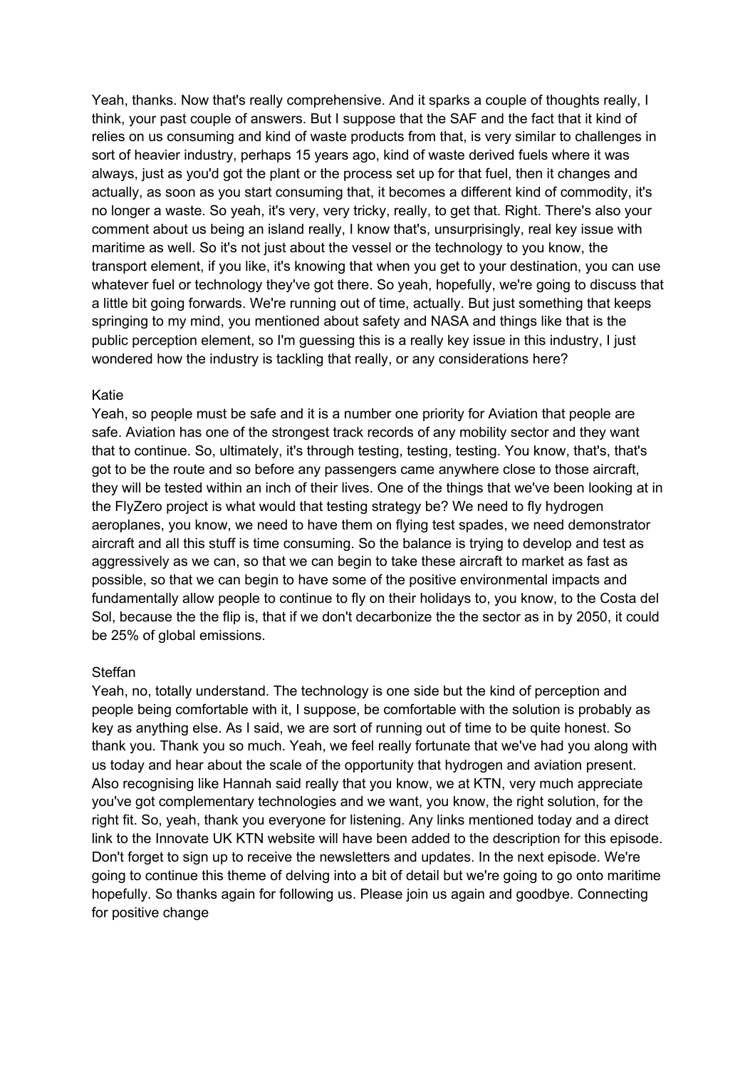Yeah, thanks. Now that's really comprehensive. And it sparks a couple of thoughts really, I think, your past couple of answers. But I suppose that the SAF and the fact that it kind of relies on us consuming and kind of waste products from that, is very similar to challenges in sort of heavier industry, perhaps 15 years ago, kind of waste derived fuels where it was always, just as you'd got the plant or the process set up for that fuel, then it changes and actually, as soon as you start consuming that, it becomes a different kind of commodity, it's no longer a waste. So yeah, it's very, very tricky, really, to get that. Right. There's also your comment about us being an island really, I know that's, unsurprisingly, real key issue with maritime as well. So it's not just about the vessel or the technology to you know, the transport element, if you like, it's knowing that when you get to your destination, you can use whatever fuel or technology they've got there. So yeah, hopefully, we're going to discuss that a little bit going forwards. We're running out of time, actually. But just something that keeps springing to my mind, you mentioned about safety and NASA and things like that is the public perception element, so I'm guessing this is a really key issue in this industry, I just wondered how the industry is tackling that really, or any considerations here?

Katie

Yeah, so people must be safe and it is a number one priority for Aviation that people are safe. Aviation has one of the strongest track records of any mobility sector and they want that to continue. So, ultimately, it's through testing, testing, testing. You know, that's, that's got to be the route and so before any passengers came anywhere close to those aircraft, they will be tested within an inch of their lives. One of the things that we've been looking at in the FlyZero project is what would that testing strategy be? We need to fly hydrogen aeroplanes, you know, we need to have them on flying test spades, we need demonstrator aircraft and all this stuff is time consuming. So the balance is trying to develop and test as aggressively as we can, so that we can begin to take these aircraft to market as fast as possible, so that we can begin to have some of the positive environmental impacts and fundamentally allow people to continue to fly on their holidays to, you know, to the Costa del Sol, because the the flip is, that if we don't decarbonize the the sector as in by 2050, it could be 25% of global emissions.

Steffan

Yeah, no, totally understand. The technology is one side but the kind of perception and people being comfortable with it, I suppose, be comfortable with the solution is probably as key as anything else. As I said, we are sort of running out of time to be quite honest. So thank you. Thank you so much. Yeah, we feel really fortunate that we've had you along with us today and hear about the scale of the opportunity that hydrogen and aviation present. Also recognising like Hannah said really that you know, we at KTN, very much appreciate you've got complementary technologies and we want, you know, the right solution, for the right fit. So, yeah, thank you everyone for listening. Any links mentioned today and a direct link to the Innovate UK KTN website will have been added to the description for this episode. Don't forget to sign up to receive the newsletters and updates. In the next episode. We're going to continue this theme of delving into a bit of detail but we're going to go onto maritime hopefully. So thanks again for following us. Please join us again and goodbye. Connecting for positive change